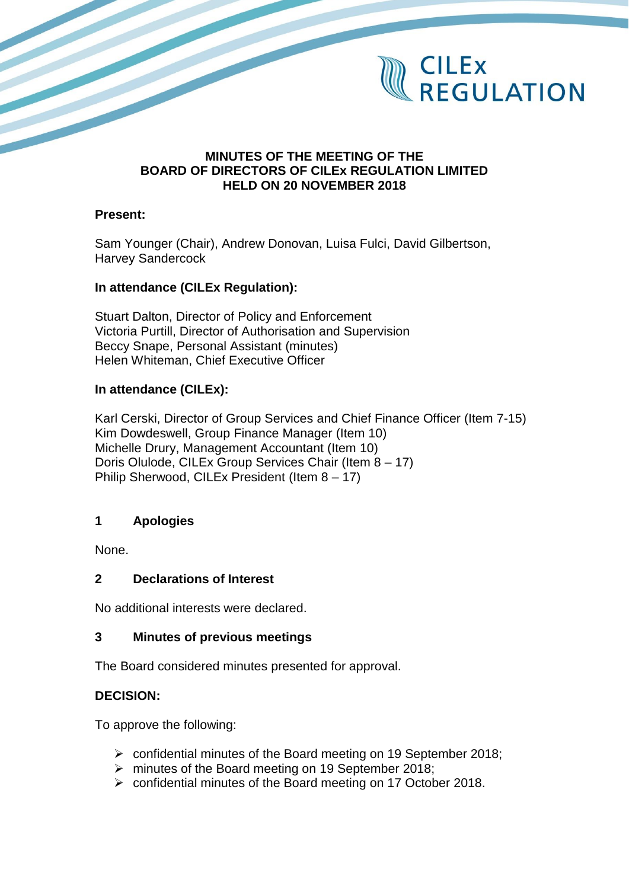# MINUTES OF THE MEETING OF THE BOARD OF DIRECTORS OF CILEx REGULATION LIMITED HELD ON 20 NOVEMBER 2018

**Present:**

Sam Younger (Chair), Andrew Donovan, Luisa Fulci, David Gilbertson, Harvey Sandercock

**In attendance (CILEx Regulation):**

Stuart Dalton, Director of Policy and Enforcement
Victoria Purtill, Director of Authorisation and Supervision
Beccy Snape, Personal Assistant (minutes)
Helen Whiteman, Chief Executive Officer

**In attendance (CILEx):**

Karl Cerski, Director of Group Services and Chief Finance Officer (Item 7-15)
Kim Dowdeswell, Group Finance Manager (Item 10)
Michelle Drury, Management Accountant (Item 10)
Doris Olulode, CILEx Group Services Chair (Item 8 – 17)
Philip Sherwood, CILEx President (Item 8 – 17)

## 1 Apologies

None.

## 2 Declarations of Interest

No additional interests were declared.

## 3 Minutes of previous meetings

The Board considered minutes presented for approval.

**DECISION:**

To approve the following:

- confidential minutes of the Board meeting on 19 September 2018;
- minutes of the Board meeting on 19 September 2018;
- confidential minutes of the Board meeting on 17 October 2018.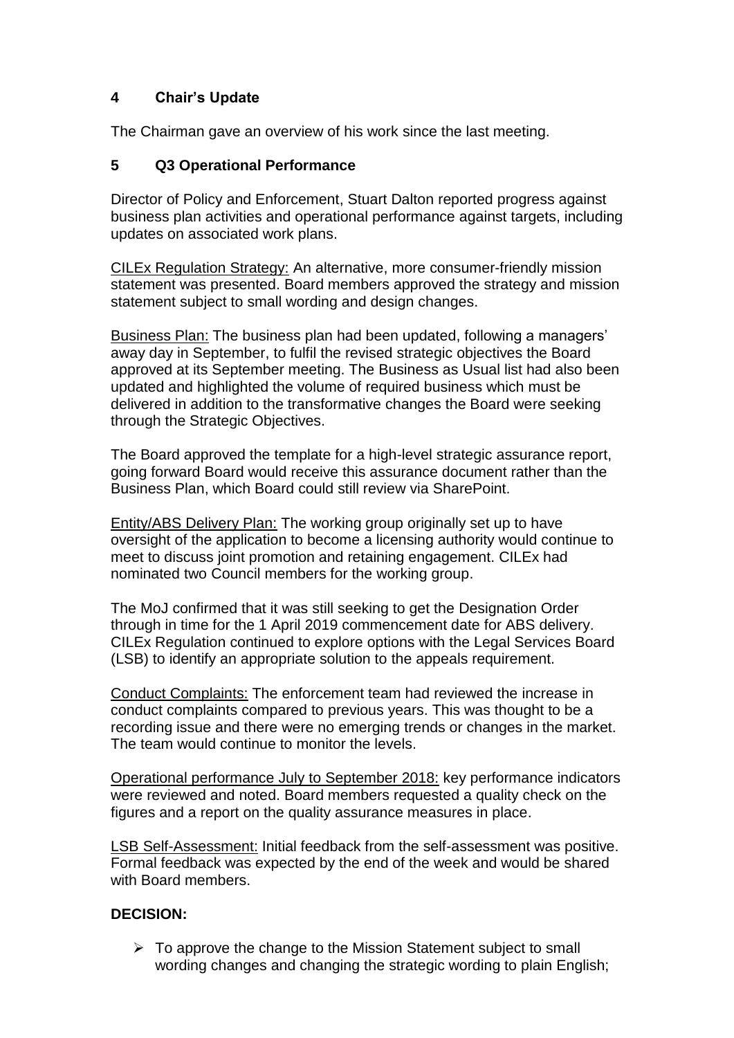## 4 Chair's Update

The Chairman gave an overview of his work since the last meeting.

## 5 Q3 Operational Performance

Director of Policy and Enforcement, Stuart Dalton reported progress against business plan activities and operational performance against targets, including updates on associated work plans.

CILEx Regulation Strategy: An alternative, more consumer-friendly mission statement was presented. Board members approved the strategy and mission statement subject to small wording and design changes.

Business Plan: The business plan had been updated, following a managers' away day in September, to fulfil the revised strategic objectives the Board approved at its September meeting. The Business as Usual list had also been updated and highlighted the volume of required business which must be delivered in addition to the transformative changes the Board were seeking through the Strategic Objectives.

The Board approved the template for a high-level strategic assurance report, going forward Board would receive this assurance document rather than the Business Plan, which Board could still review via SharePoint.

Entity/ABS Delivery Plan: The working group originally set up to have oversight of the application to become a licensing authority would continue to meet to discuss joint promotion and retaining engagement. CILEx had nominated two Council members for the working group.

The MoJ confirmed that it was still seeking to get the Designation Order through in time for the 1 April 2019 commencement date for ABS delivery. CILEx Regulation continued to explore options with the Legal Services Board (LSB) to identify an appropriate solution to the appeals requirement.

Conduct Complaints: The enforcement team had reviewed the increase in conduct complaints compared to previous years. This was thought to be a recording issue and there were no emerging trends or changes in the market. The team would continue to monitor the levels.

Operational performance July to September 2018: key performance indicators were reviewed and noted. Board members requested a quality check on the figures and a report on the quality assurance measures in place.

LSB Self-Assessment: Initial feedback from the self-assessment was positive. Formal feedback was expected by the end of the week and would be shared with Board members.

**DECISION:**

- To approve the change to the Mission Statement subject to small wording changes and changing the strategic wording to plain English;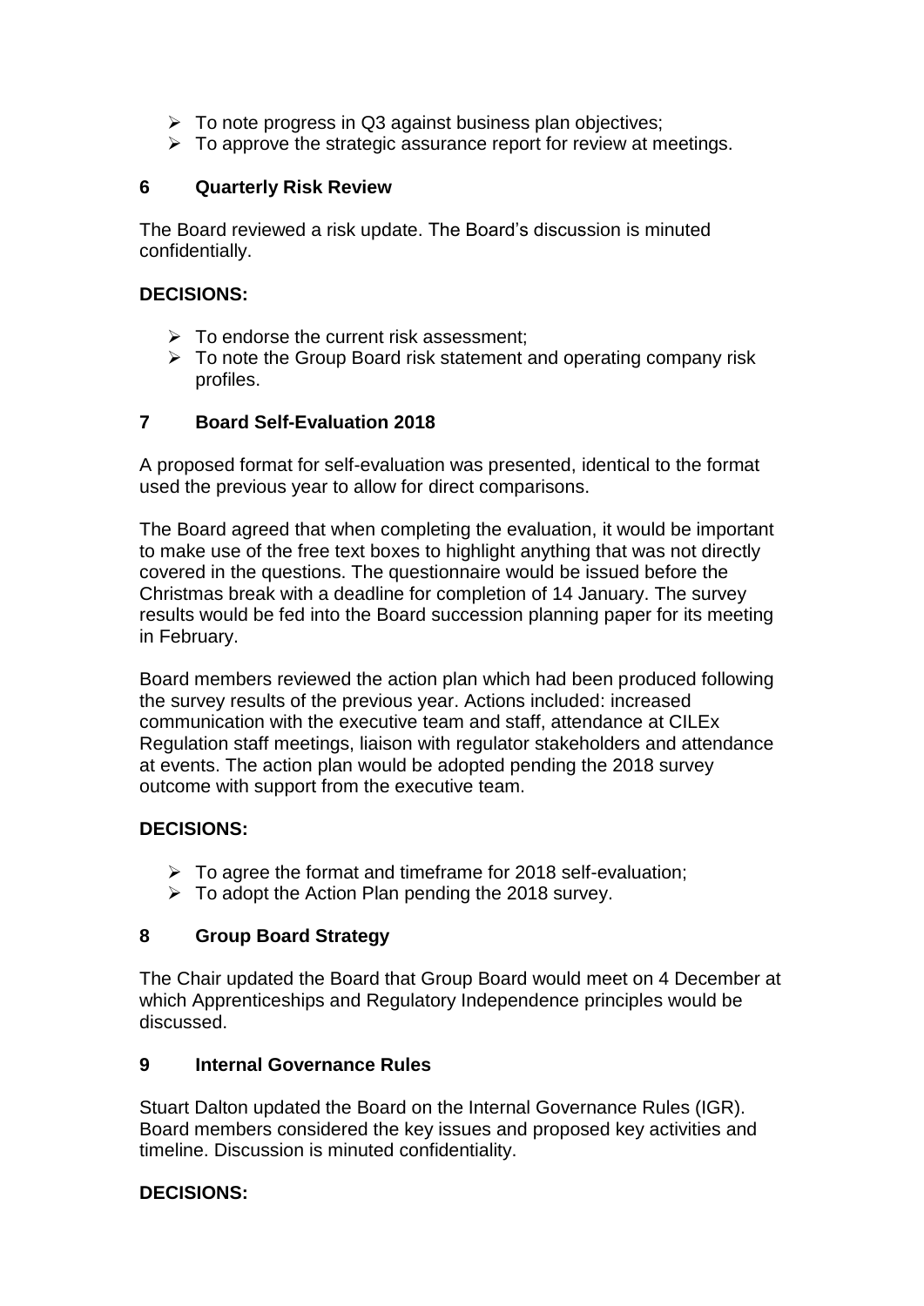- To note progress in Q3 against business plan objectives;
- To approve the strategic assurance report for review at meetings.

## 6 Quarterly Risk Review

The Board reviewed a risk update. The Board's discussion is minuted confidentially.

**DECISIONS:**

- To endorse the current risk assessment;
- To note the Group Board risk statement and operating company risk profiles.

## 7 Board Self-Evaluation 2018

A proposed format for self-evaluation was presented, identical to the format used the previous year to allow for direct comparisons.

The Board agreed that when completing the evaluation, it would be important to make use of the free text boxes to highlight anything that was not directly covered in the questions. The questionnaire would be issued before the Christmas break with a deadline for completion of 14 January. The survey results would be fed into the Board succession planning paper for its meeting in February.

Board members reviewed the action plan which had been produced following the survey results of the previous year. Actions included: increased communication with the executive team and staff, attendance at CILEx Regulation staff meetings, liaison with regulator stakeholders and attendance at events. The action plan would be adopted pending the 2018 survey outcome with support from the executive team.

**DECISIONS:**

- To agree the format and timeframe for 2018 self-evaluation;
- To adopt the Action Plan pending the 2018 survey.

## 8 Group Board Strategy

The Chair updated the Board that Group Board would meet on 4 December at which Apprenticeships and Regulatory Independence principles would be discussed.

## 9 Internal Governance Rules

Stuart Dalton updated the Board on the Internal Governance Rules (IGR). Board members considered the key issues and proposed key activities and timeline. Discussion is minuted confidentiality.

**DECISIONS:**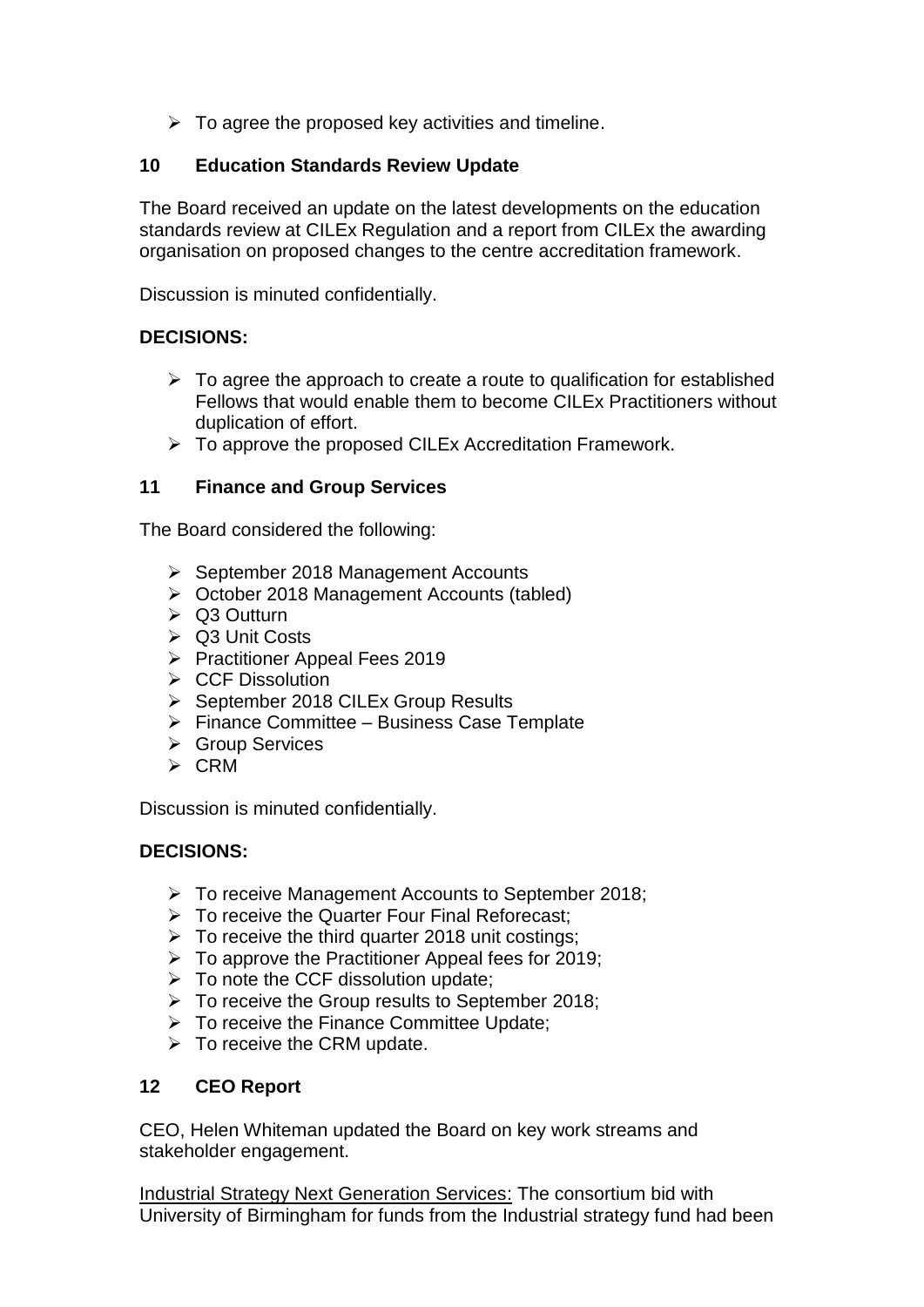- To agree the proposed key activities and timeline.

## 10 Education Standards Review Update

The Board received an update on the latest developments on the education standards review at CILEx Regulation and a report from CILEx the awarding organisation on proposed changes to the centre accreditation framework.

Discussion is minuted confidentially.

**DECISIONS:**

- To agree the approach to create a route to qualification for established Fellows that would enable them to become CILEx Practitioners without duplication of effort.
- To approve the proposed CILEx Accreditation Framework.

## 11 Finance and Group Services

The Board considered the following:

- September 2018 Management Accounts
- October 2018 Management Accounts (tabled)
- Q3 Outturn
- Q3 Unit Costs
- Practitioner Appeal Fees 2019
- CCF Dissolution
- September 2018 CILEx Group Results
- Finance Committee – Business Case Template
- Group Services
- CRM

Discussion is minuted confidentially.

**DECISIONS:**

- To receive Management Accounts to September 2018;
- To receive the Quarter Four Final Reforecast;
- To receive the third quarter 2018 unit costings;
- To approve the Practitioner Appeal fees for 2019;
- To note the CCF dissolution update;
- To receive the Group results to September 2018;
- To receive the Finance Committee Update;
- To receive the CRM update.

## 12 CEO Report

CEO, Helen Whiteman updated the Board on key work streams and stakeholder engagement.

Industrial Strategy Next Generation Services: The consortium bid with University of Birmingham for funds from the Industrial strategy fund had been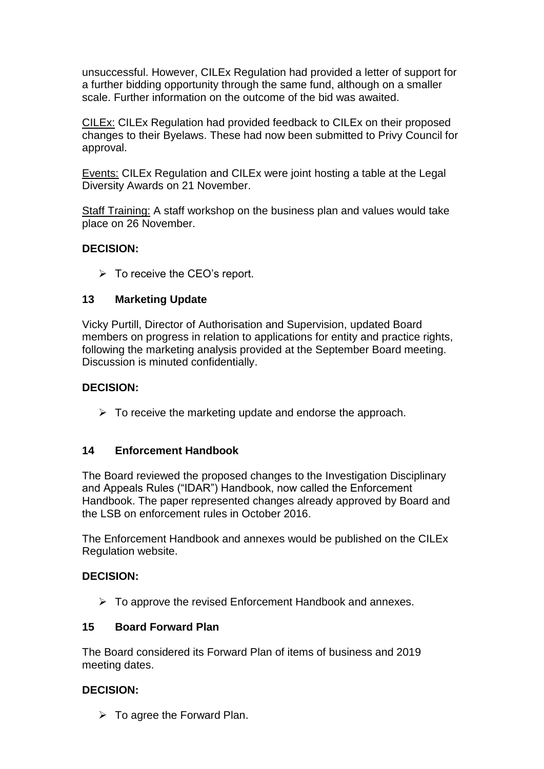unsuccessful. However, CILEx Regulation had provided a letter of support for a further bidding opportunity through the same fund, although on a smaller scale. Further information on the outcome of the bid was awaited.

CILEx: CILEx Regulation had provided feedback to CILEx on their proposed changes to their Byelaws. These had now been submitted to Privy Council for approval.

Events: CILEx Regulation and CILEx were joint hosting a table at the Legal Diversity Awards on 21 November.

Staff Training: A staff workshop on the business plan and values would take place on 26 November.

**DECISION:**

- To receive the CEO's report.

## 13 Marketing Update

Vicky Purtill, Director of Authorisation and Supervision, updated Board members on progress in relation to applications for entity and practice rights, following the marketing analysis provided at the September Board meeting. Discussion is minuted confidentially.

**DECISION:**

- To receive the marketing update and endorse the approach.

## 14 Enforcement Handbook

The Board reviewed the proposed changes to the Investigation Disciplinary and Appeals Rules ("IDAR") Handbook, now called the Enforcement Handbook. The paper represented changes already approved by Board and the LSB on enforcement rules in October 2016.

The Enforcement Handbook and annexes would be published on the CILEx Regulation website.

**DECISION:**

- To approve the revised Enforcement Handbook and annexes.

## 15 Board Forward Plan

The Board considered its Forward Plan of items of business and 2019 meeting dates.

**DECISION:**

- To agree the Forward Plan.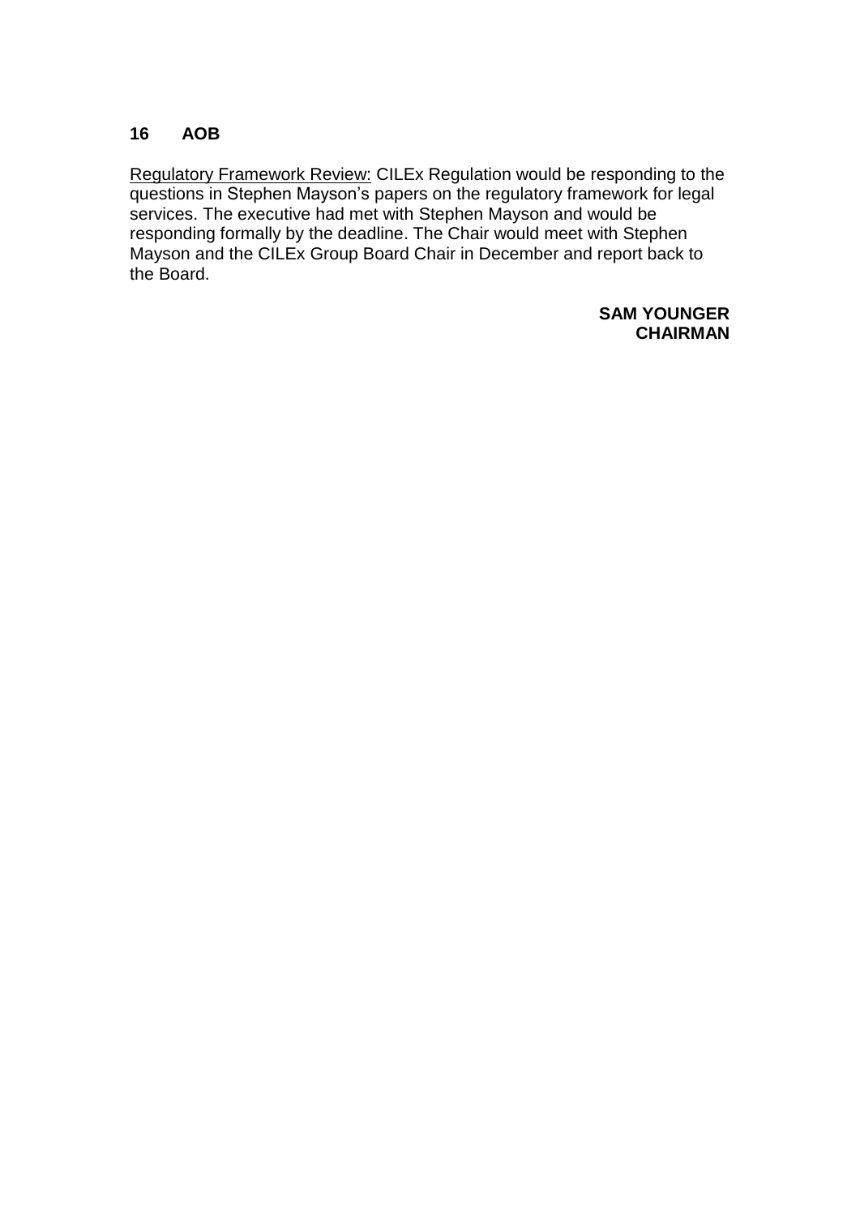## 16 AOB

Regulatory Framework Review: CILEx Regulation would be responding to the questions in Stephen Mayson's papers on the regulatory framework for legal services. The executive had met with Stephen Mayson and would be responding formally by the deadline. The Chair would meet with Stephen Mayson and the CILEx Group Board Chair in December and report back to the Board.

**SAM YOUNGER**
**CHAIRMAN**